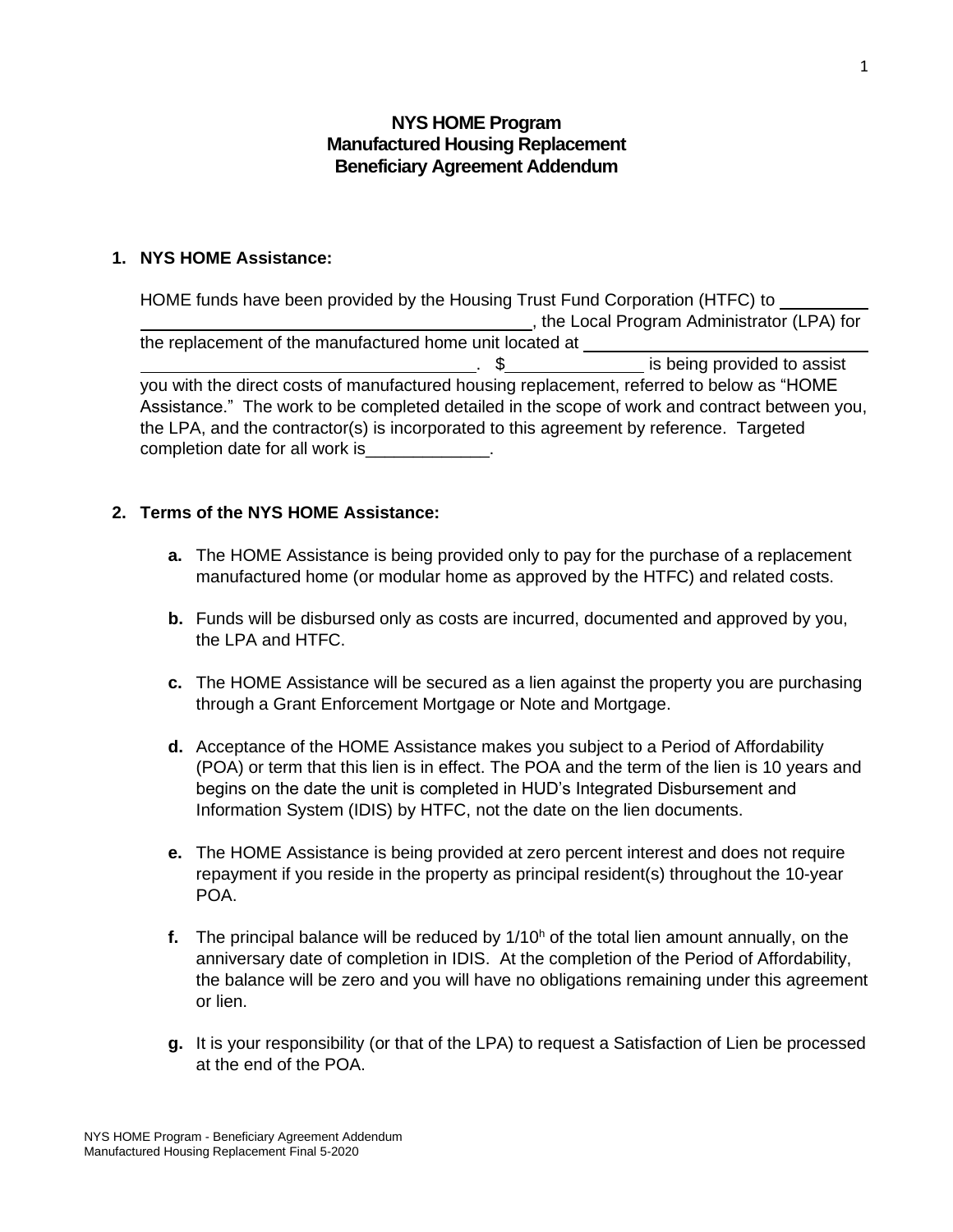# NYS HOME Program Manufactured Housing Replacement Beneficiary Agreement Addendum

**1. NYS HOME Assistance:**

HOME funds have been provided by the Housing Trust Fund Corporation (HTFC) to \_\_\_\_\_\_\_\_\_\_\_\_\_\_\_\_\_\_\_\_\_\_\_\_\_\_\_\_\_\_\_\_\_\_\_\_\_\_\_\_\_\_\_\_\_\_\_\_, the Local Program Administrator (LPA) for the replacement of the manufactured home unit located at \_\_\_\_\_\_\_\_\_\_\_\_\_\_\_\_\_\_\_\_\_\_\_\_\_\_\_\_\_\_\_\_\_\_\_\_\_\_\_\_\_\_\_\_\_\_\_\_. $\_\_\_\_\_\_\_\_\_\_\_\_\_\_\_ is being provided to assist you with the direct costs of manufactured housing replacement, referred to below as "HOME Assistance." The work to be completed detailed in the scope of work and contract between you, the LPA, and the contractor(s) is incorporated to this agreement by reference. Targeted completion date for all work is\_\_\_\_\_\_\_\_\_\_\_\_\_.

**2. Terms of the NYS HOME Assistance:**

- **a.** The HOME Assistance is being provided only to pay for the purchase of a replacement manufactured home (or modular home as approved by the HTFC) and related costs.
- **b.** Funds will be disbursed only as costs are incurred, documented and approved by you, the LPA and HTFC.
- **c.** The HOME Assistance will be secured as a lien against the property you are purchasing through a Grant Enforcement Mortgage or Note and Mortgage.
- **d.** Acceptance of the HOME Assistance makes you subject to a Period of Affordability (POA) or term that this lien is in effect. The POA and the term of the lien is 10 years and begins on the date the unit is completed in HUD's Integrated Disbursement and Information System (IDIS) by HTFC, not the date on the lien documents.
- **e.** The HOME Assistance is being provided at zero percent interest and does not require repayment if you reside in the property as principal resident(s) throughout the 10-year POA.
- **f.** The principal balance will be reduced by 1/10h of the total lien amount annually, on the anniversary date of completion in IDIS. At the completion of the Period of Affordability, the balance will be zero and you will have no obligations remaining under this agreement or lien.
- **g.** It is your responsibility (or that of the LPA) to request a Satisfaction of Lien be processed at the end of the POA.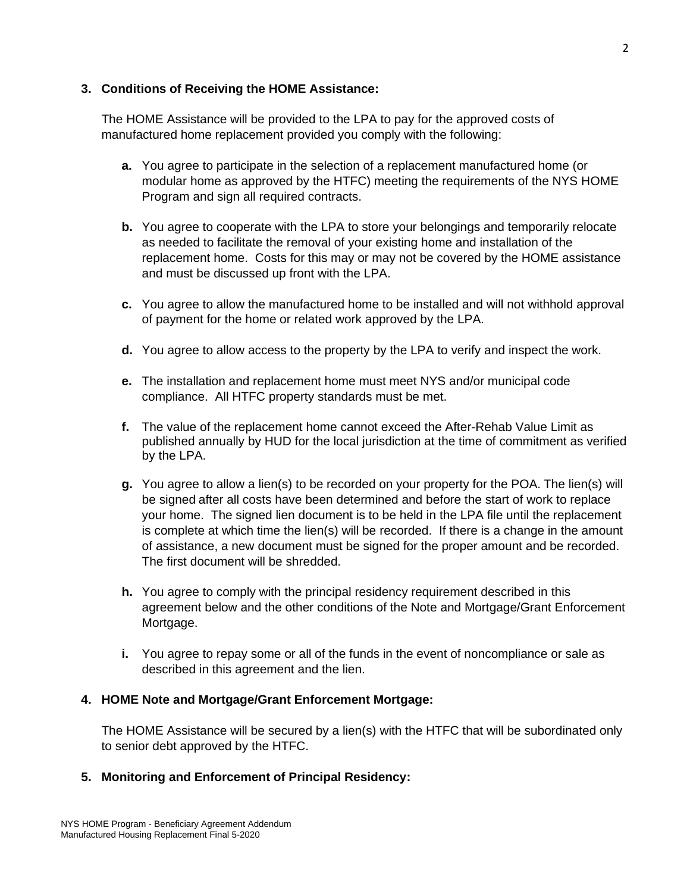### 3. Conditions of Receiving the HOME Assistance:

The HOME Assistance will be provided to the LPA to pay for the approved costs of manufactured home replacement provided you comply with the following:

- **a.** You agree to participate in the selection of a replacement manufactured home (or modular home as approved by the HTFC) meeting the requirements of the NYS HOME Program and sign all required contracts.

- **b.** You agree to cooperate with the LPA to store your belongings and temporarily relocate as needed to facilitate the removal of your existing home and installation of the replacement home. Costs for this may or may not be covered by the HOME assistance and must be discussed up front with the LPA.

- **c.** You agree to allow the manufactured home to be installed and will not withhold approval of payment for the home or related work approved by the LPA.

- **d.** You agree to allow access to the property by the LPA to verify and inspect the work.

- **e.** The installation and replacement home must meet NYS and/or municipal code compliance. All HTFC property standards must be met.

- **f.** The value of the replacement home cannot exceed the After-Rehab Value Limit as published annually by HUD for the local jurisdiction at the time of commitment as verified by the LPA.

- **g.** You agree to allow a lien(s) to be recorded on your property for the POA. The lien(s) will be signed after all costs have been determined and before the start of work to replace your home. The signed lien document is to be held in the LPA file until the replacement is complete at which time the lien(s) will be recorded. If there is a change in the amount of assistance, a new document must be signed for the proper amount and be recorded. The first document will be shredded.

- **h.** You agree to comply with the principal residency requirement described in this agreement below and the other conditions of the Note and Mortgage/Grant Enforcement Mortgage.

- **i.** You agree to repay some or all of the funds in the event of noncompliance or sale as described in this agreement and the lien.

### 4. HOME Note and Mortgage/Grant Enforcement Mortgage:

The HOME Assistance will be secured by a lien(s) with the HTFC that will be subordinated only to senior debt approved by the HTFC.

### 5. Monitoring and Enforcement of Principal Residency: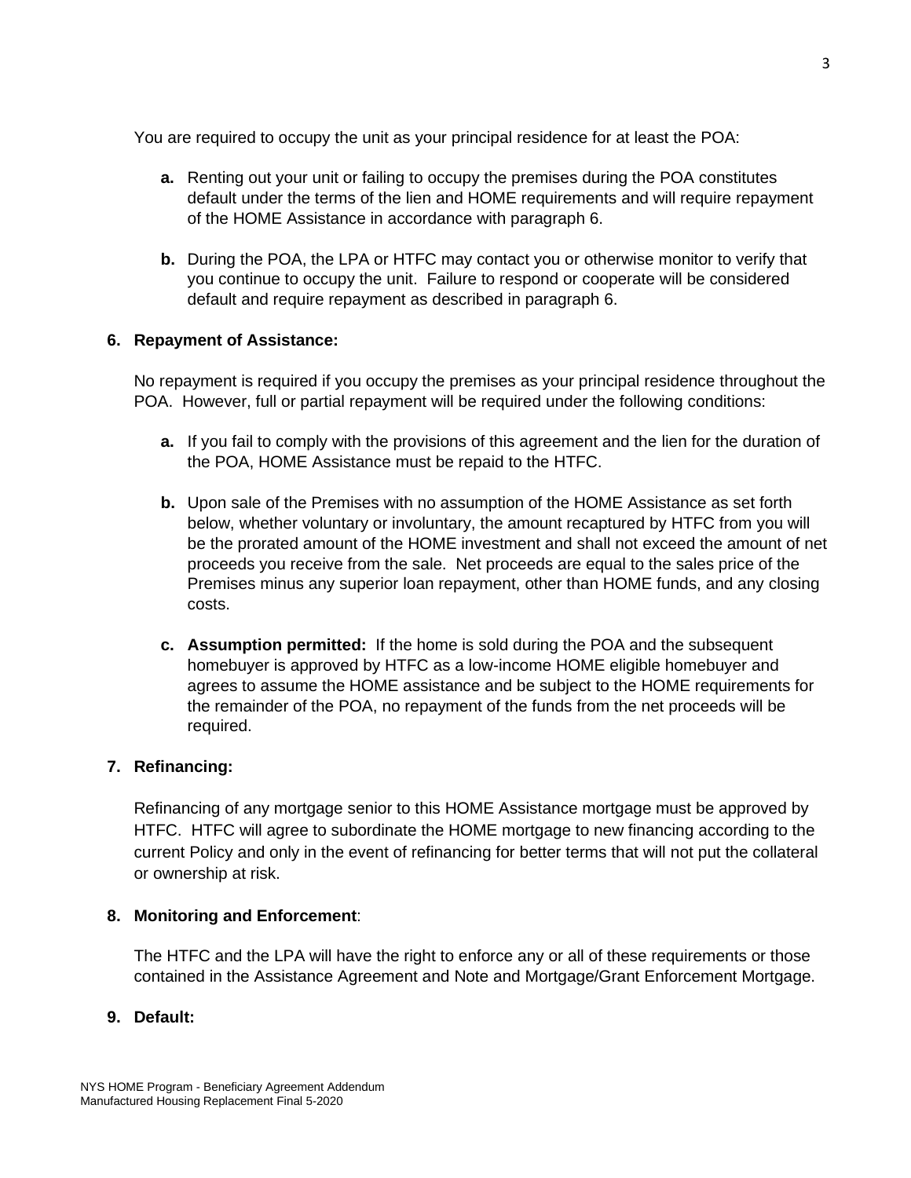You are required to occupy the unit as your principal residence for at least the POA:

- **a.** Renting out your unit or failing to occupy the premises during the POA constitutes default under the terms of the lien and HOME requirements and will require repayment of the HOME Assistance in accordance with paragraph 6.

- **b.** During the POA, the LPA or HTFC may contact you or otherwise monitor to verify that you continue to occupy the unit. Failure to respond or cooperate will be considered default and require repayment as described in paragraph 6.

**6. Repayment of Assistance:**

No repayment is required if you occupy the premises as your principal residence throughout the POA. However, full or partial repayment will be required under the following conditions:

- **a.** If you fail to comply with the provisions of this agreement and the lien for the duration of the POA, HOME Assistance must be repaid to the HTFC.

- **b.** Upon sale of the Premises with no assumption of the HOME Assistance as set forth below, whether voluntary or involuntary, the amount recaptured by HTFC from you will be the prorated amount of the HOME investment and shall not exceed the amount of net proceeds you receive from the sale. Net proceeds are equal to the sales price of the Premises minus any superior loan repayment, other than HOME funds, and any closing costs.

- **c. Assumption permitted:** If the home is sold during the POA and the subsequent homebuyer is approved by HTFC as a low-income HOME eligible homebuyer and agrees to assume the HOME assistance and be subject to the HOME requirements for the remainder of the POA, no repayment of the funds from the net proceeds will be required.

**7. Refinancing:**

Refinancing of any mortgage senior to this HOME Assistance mortgage must be approved by HTFC. HTFC will agree to subordinate the HOME mortgage to new financing according to the current Policy and only in the event of refinancing for better terms that will not put the collateral or ownership at risk.

**8. Monitoring and Enforcement**:

The HTFC and the LPA will have the right to enforce any or all of these requirements or those contained in the Assistance Agreement and Note and Mortgage/Grant Enforcement Mortgage.

**9. Default:**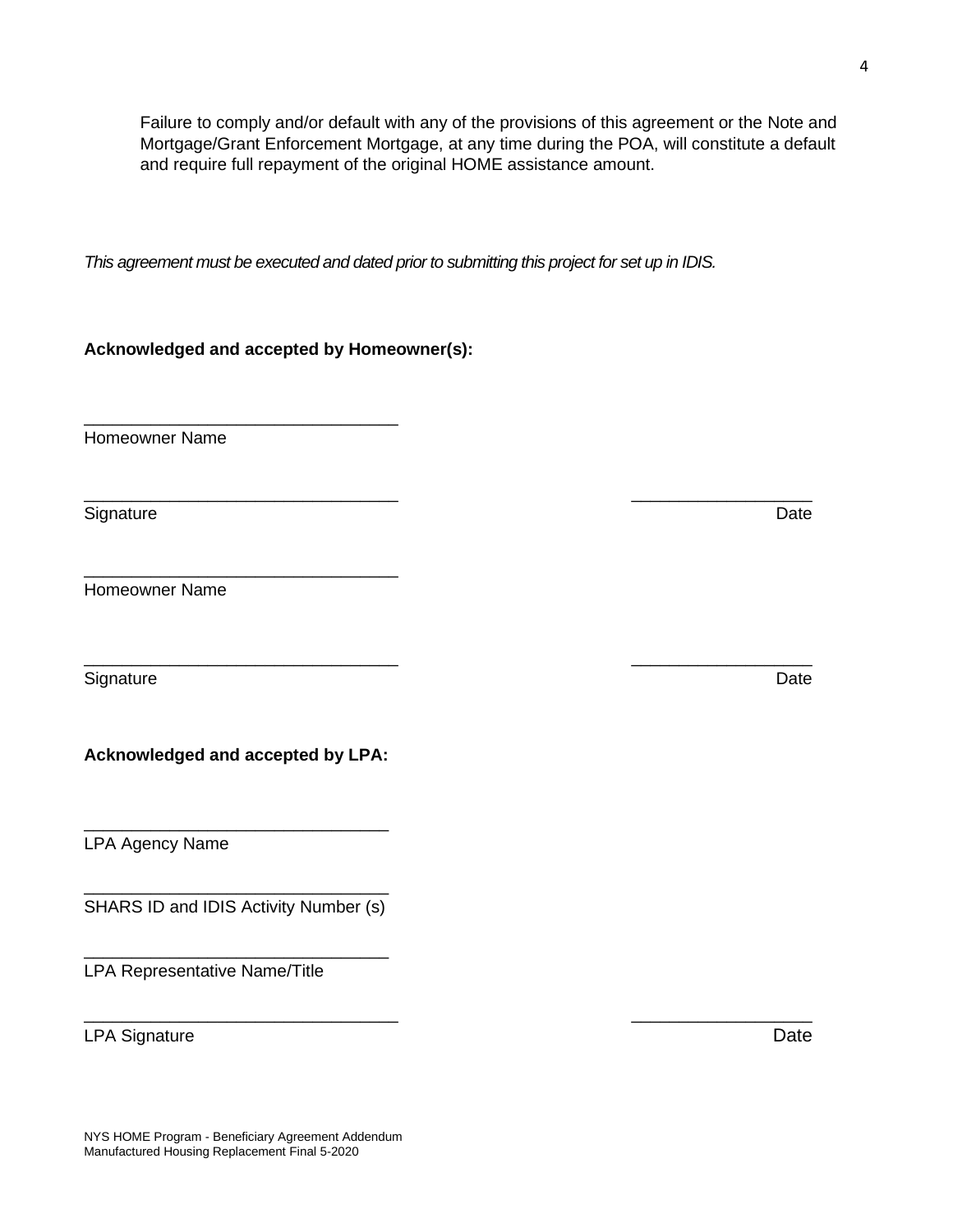Failure to comply and/or default with any of the provisions of this agreement or the Note and Mortgage/Grant Enforcement Mortgage, at any time during the POA, will constitute a default and require full repayment of the original HOME assistance amount.

*This agreement must be executed and dated prior to submitting this project for set up in IDIS.*

**Acknowledged and accepted by Homeowner(s):**

________________________________
Homeowner Name

________________________________ __________________
Signature Date

________________________________
Homeowner Name

________________________________ __________________
Signature Date

**Acknowledged and accepted by LPA:**

________________________________
LPA Agency Name

________________________________
SHARS ID and IDIS Activity Number (s)

________________________________
LPA Representative Name/Title

________________________________ __________________
LPA Signature Date

NYS HOME Program - Beneficiary Agreement Addendum
Manufactured Housing Replacement Final 5-2020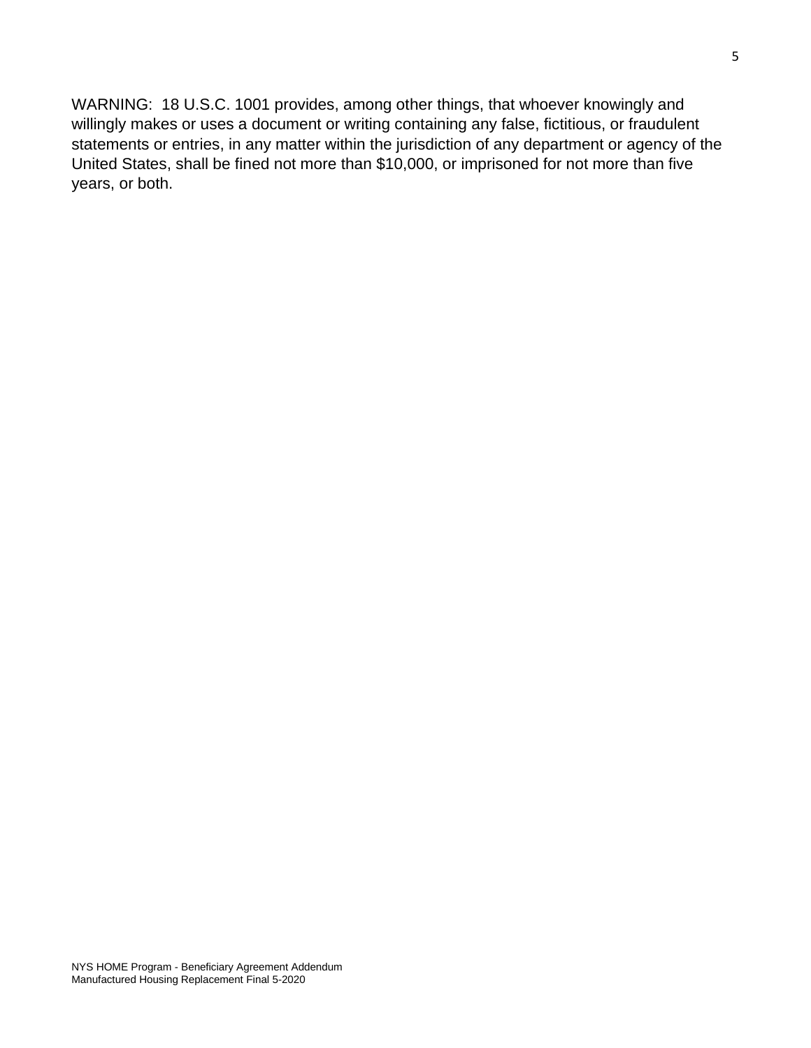WARNING: 18 U.S.C. 1001 provides, among other things, that whoever knowingly and willingly makes or uses a document or writing containing any false, fictitious, or fraudulent statements or entries, in any matter within the jurisdiction of any department or agency of the United States, shall be fined not more than $10,000, or imprisoned for not more than five years, or both.